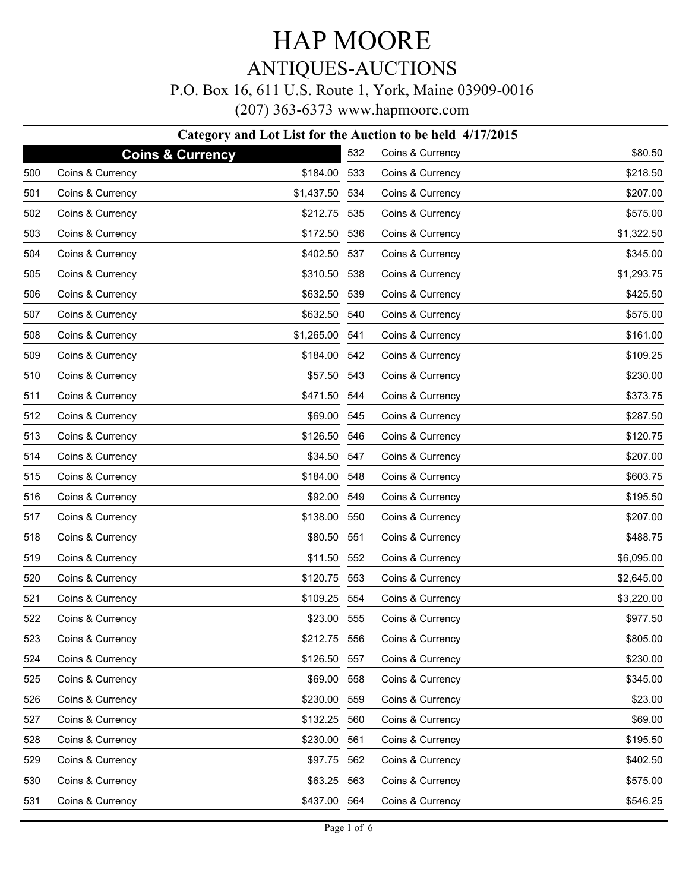# HAP MOORE

## ANTIQUES-AUCTIONS

P.O. Box 16, 611 U.S. Route 1, York, Maine 03909-0016

(207) 363-6373 www.hapmoore.com

**Category and Lot List for the Auction to be held 4/17/2015**

### Coins & Currency

| Lot | Category | Price |
|---|---|---|
| 500 | Coins & Currency | $184.00 |
| 501 | Coins & Currency | $1,437.50 |
| 502 | Coins & Currency | $212.75 |
| 503 | Coins & Currency | $172.50 |
| 504 | Coins & Currency | $402.50 |
| 505 | Coins & Currency | $310.50 |
| 506 | Coins & Currency | $632.50 |
| 507 | Coins & Currency | $632.50 |
| 508 | Coins & Currency | $1,265.00 |
| 509 | Coins & Currency | $184.00 |
| 510 | Coins & Currency | $57.50 |
| 511 | Coins & Currency | $471.50 |
| 512 | Coins & Currency | $69.00 |
| 513 | Coins & Currency | $126.50 |
| 514 | Coins & Currency | $34.50 |
| 515 | Coins & Currency | $184.00 |
| 516 | Coins & Currency | $92.00 |
| 517 | Coins & Currency | $138.00 |
| 518 | Coins & Currency | $80.50 |
| 519 | Coins & Currency | $11.50 |
| 520 | Coins & Currency | $120.75 |
| 521 | Coins & Currency | $109.25 |
| 522 | Coins & Currency | $23.00 |
| 523 | Coins & Currency | $212.75 |
| 524 | Coins & Currency | $126.50 |
| 525 | Coins & Currency | $69.00 |
| 526 | Coins & Currency | $230.00 |
| 527 | Coins & Currency | $132.25 |
| 528 | Coins & Currency | $230.00 |
| 529 | Coins & Currency | $97.75 |
| 530 | Coins & Currency | $63.25 |
| 531 | Coins & Currency | $437.00 |
| 532 | Coins & Currency | $80.50 |
| 533 | Coins & Currency | $218.50 |
| 534 | Coins & Currency | $207.00 |
| 535 | Coins & Currency | $575.00 |
| 536 | Coins & Currency | $1,322.50 |
| 537 | Coins & Currency | $345.00 |
| 538 | Coins & Currency | $1,293.75 |
| 539 | Coins & Currency | $425.50 |
| 540 | Coins & Currency | $575.00 |
| 541 | Coins & Currency | $161.00 |
| 542 | Coins & Currency | $109.25 |
| 543 | Coins & Currency | $230.00 |
| 544 | Coins & Currency | $373.75 |
| 545 | Coins & Currency | $287.50 |
| 546 | Coins & Currency | $120.75 |
| 547 | Coins & Currency | $207.00 |
| 548 | Coins & Currency | $603.75 |
| 549 | Coins & Currency | $195.50 |
| 550 | Coins & Currency | $207.00 |
| 551 | Coins & Currency | $488.75 |
| 552 | Coins & Currency | $6,095.00 |
| 553 | Coins & Currency | $2,645.00 |
| 554 | Coins & Currency | $3,220.00 |
| 555 | Coins & Currency | $977.50 |
| 556 | Coins & Currency | $805.00 |
| 557 | Coins & Currency | $230.00 |
| 558 | Coins & Currency | $345.00 |
| 559 | Coins & Currency | $23.00 |
| 560 | Coins & Currency | $69.00 |
| 561 | Coins & Currency | $195.50 |
| 562 | Coins & Currency | $402.50 |
| 563 | Coins & Currency | $575.00 |
| 564 | Coins & Currency | $546.25 |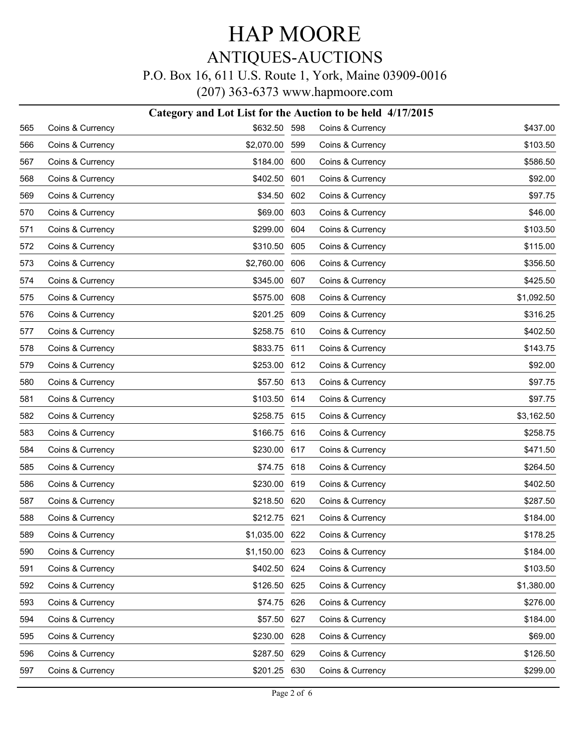# HAP MOORE

## ANTIQUES-AUCTIONS

P.O. Box 16, 611 U.S. Route 1, York, Maine 03909-0016

(207) 363-6373 www.hapmoore.com

### Category and Lot List for the Auction to be held 4/17/2015

| Lot | Category | Price |
|---|---|---|
| 565 | Coins & Currency | $632.50 |
| 566 | Coins & Currency | $2,070.00 |
| 567 | Coins & Currency | $184.00 |
| 568 | Coins & Currency | $402.50 |
| 569 | Coins & Currency | $34.50 |
| 570 | Coins & Currency | $69.00 |
| 571 | Coins & Currency | $299.00 |
| 572 | Coins & Currency | $310.50 |
| 573 | Coins & Currency | $2,760.00 |
| 574 | Coins & Currency | $345.00 |
| 575 | Coins & Currency | $575.00 |
| 576 | Coins & Currency | $201.25 |
| 577 | Coins & Currency | $258.75 |
| 578 | Coins & Currency | $833.75 |
| 579 | Coins & Currency | $253.00 |
| 580 | Coins & Currency | $57.50 |
| 581 | Coins & Currency | $103.50 |
| 582 | Coins & Currency | $258.75 |
| 583 | Coins & Currency | $166.75 |
| 584 | Coins & Currency | $230.00 |
| 585 | Coins & Currency | $74.75 |
| 586 | Coins & Currency | $230.00 |
| 587 | Coins & Currency | $218.50 |
| 588 | Coins & Currency | $212.75 |
| 589 | Coins & Currency | $1,035.00 |
| 590 | Coins & Currency | $1,150.00 |
| 591 | Coins & Currency | $402.50 |
| 592 | Coins & Currency | $126.50 |
| 593 | Coins & Currency | $74.75 |
| 594 | Coins & Currency | $57.50 |
| 595 | Coins & Currency | $230.00 |
| 596 | Coins & Currency | $287.50 |
| 597 | Coins & Currency | $201.25 |
| 598 | Coins & Currency | $437.00 |
| 599 | Coins & Currency | $103.50 |
| 600 | Coins & Currency | $586.50 |
| 601 | Coins & Currency | $92.00 |
| 602 | Coins & Currency | $97.75 |
| 603 | Coins & Currency | $46.00 |
| 604 | Coins & Currency | $103.50 |
| 605 | Coins & Currency | $115.00 |
| 606 | Coins & Currency | $356.50 |
| 607 | Coins & Currency | $425.50 |
| 608 | Coins & Currency | $1,092.50 |
| 609 | Coins & Currency | $316.25 |
| 610 | Coins & Currency | $402.50 |
| 611 | Coins & Currency | $143.75 |
| 612 | Coins & Currency | $92.00 |
| 613 | Coins & Currency | $97.75 |
| 614 | Coins & Currency | $97.75 |
| 615 | Coins & Currency | $3,162.50 |
| 616 | Coins & Currency | $258.75 |
| 617 | Coins & Currency | $471.50 |
| 618 | Coins & Currency | $264.50 |
| 619 | Coins & Currency | $402.50 |
| 620 | Coins & Currency | $287.50 |
| 621 | Coins & Currency | $184.00 |
| 622 | Coins & Currency | $178.25 |
| 623 | Coins & Currency | $184.00 |
| 624 | Coins & Currency | $103.50 |
| 625 | Coins & Currency | $1,380.00 |
| 626 | Coins & Currency | $276.00 |
| 627 | Coins & Currency | $184.00 |
| 628 | Coins & Currency | $69.00 |
| 629 | Coins & Currency | $126.50 |
| 630 | Coins & Currency | $299.00 |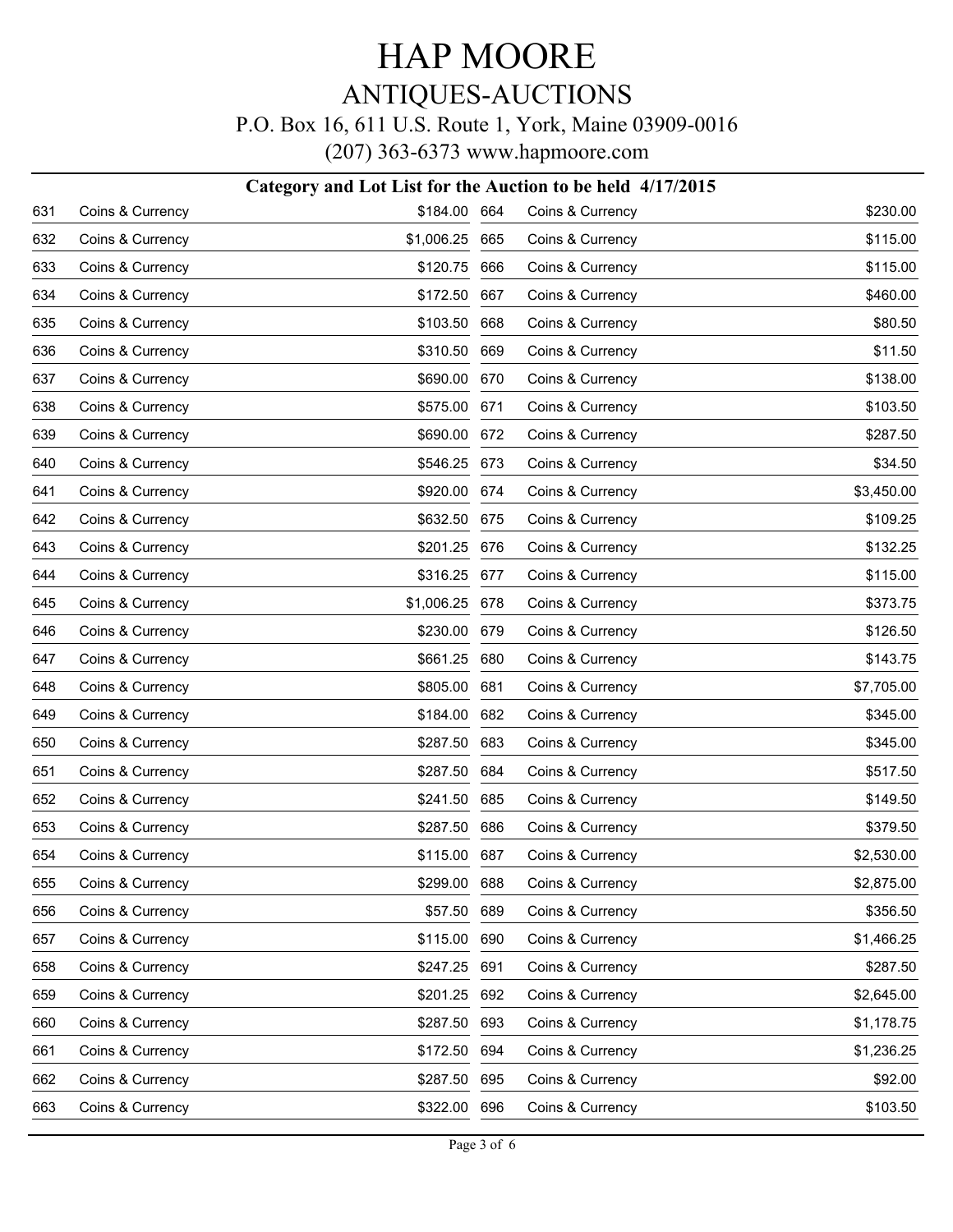# HAP MOORE

## ANTIQUES-AUCTIONS

P.O. Box 16, 611 U.S. Route 1, York, Maine 03909-0016

(207) 363-6373 www.hapmoore.com

### Category and Lot List for the Auction to be held 4/17/2015

| Lot | Category | Price |
|---|---|---|
| 631 | Coins & Currency | $184.00 |
| 632 | Coins & Currency | $1,006.25 |
| 633 | Coins & Currency | $120.75 |
| 634 | Coins & Currency | $172.50 |
| 635 | Coins & Currency | $103.50 |
| 636 | Coins & Currency | $310.50 |
| 637 | Coins & Currency | $690.00 |
| 638 | Coins & Currency | $575.00 |
| 639 | Coins & Currency | $690.00 |
| 640 | Coins & Currency | $546.25 |
| 641 | Coins & Currency | $920.00 |
| 642 | Coins & Currency | $632.50 |
| 643 | Coins & Currency | $201.25 |
| 644 | Coins & Currency | $316.25 |
| 645 | Coins & Currency | $1,006.25 |
| 646 | Coins & Currency | $230.00 |
| 647 | Coins & Currency | $661.25 |
| 648 | Coins & Currency | $805.00 |
| 649 | Coins & Currency | $184.00 |
| 650 | Coins & Currency | $287.50 |
| 651 | Coins & Currency | $287.50 |
| 652 | Coins & Currency | $241.50 |
| 653 | Coins & Currency | $287.50 |
| 654 | Coins & Currency | $115.00 |
| 655 | Coins & Currency | $299.00 |
| 656 | Coins & Currency | $57.50 |
| 657 | Coins & Currency | $115.00 |
| 658 | Coins & Currency | $247.25 |
| 659 | Coins & Currency | $201.25 |
| 660 | Coins & Currency | $287.50 |
| 661 | Coins & Currency | $172.50 |
| 662 | Coins & Currency | $287.50 |
| 663 | Coins & Currency | $322.00 |
| 664 | Coins & Currency | $230.00 |
| 665 | Coins & Currency | $115.00 |
| 666 | Coins & Currency | $115.00 |
| 667 | Coins & Currency | $460.00 |
| 668 | Coins & Currency | $80.50 |
| 669 | Coins & Currency | $11.50 |
| 670 | Coins & Currency | $138.00 |
| 671 | Coins & Currency | $103.50 |
| 672 | Coins & Currency | $287.50 |
| 673 | Coins & Currency | $34.50 |
| 674 | Coins & Currency | $3,450.00 |
| 675 | Coins & Currency | $109.25 |
| 676 | Coins & Currency | $132.25 |
| 677 | Coins & Currency | $115.00 |
| 678 | Coins & Currency | $373.75 |
| 679 | Coins & Currency | $126.50 |
| 680 | Coins & Currency | $143.75 |
| 681 | Coins & Currency | $7,705.00 |
| 682 | Coins & Currency | $345.00 |
| 683 | Coins & Currency | $345.00 |
| 684 | Coins & Currency | $517.50 |
| 685 | Coins & Currency | $149.50 |
| 686 | Coins & Currency | $379.50 |
| 687 | Coins & Currency | $2,530.00 |
| 688 | Coins & Currency | $2,875.00 |
| 689 | Coins & Currency | $356.50 |
| 690 | Coins & Currency | $1,466.25 |
| 691 | Coins & Currency | $287.50 |
| 692 | Coins & Currency | $2,645.00 |
| 693 | Coins & Currency | $1,178.75 |
| 694 | Coins & Currency | $1,236.25 |
| 695 | Coins & Currency | $92.00 |
| 696 | Coins & Currency | $103.50 |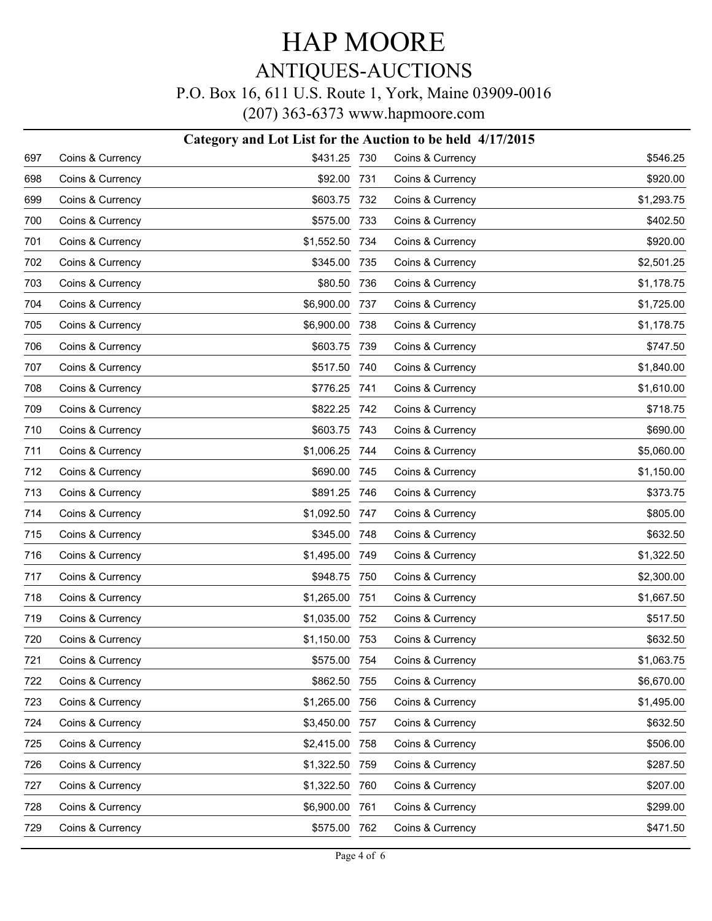# HAP MOORE

## ANTIQUES-AUCTIONS

P.O. Box 16, 611 U.S. Route 1, York, Maine 03909-0016

(207) 363-6373 www.hapmoore.com

### Category and Lot List for the Auction to be held 4/17/2015

| Lot | Category | Price |
|---|---|---|
| 697 | Coins & Currency | $431.25 |
| 698 | Coins & Currency | $92.00 |
| 699 | Coins & Currency | $603.75 |
| 700 | Coins & Currency | $575.00 |
| 701 | Coins & Currency | $1,552.50 |
| 702 | Coins & Currency | $345.00 |
| 703 | Coins & Currency | $80.50 |
| 704 | Coins & Currency | $6,900.00 |
| 705 | Coins & Currency | $6,900.00 |
| 706 | Coins & Currency | $603.75 |
| 707 | Coins & Currency | $517.50 |
| 708 | Coins & Currency | $776.25 |
| 709 | Coins & Currency | $822.25 |
| 710 | Coins & Currency | $603.75 |
| 711 | Coins & Currency | $1,006.25 |
| 712 | Coins & Currency | $690.00 |
| 713 | Coins & Currency | $891.25 |
| 714 | Coins & Currency | $1,092.50 |
| 715 | Coins & Currency | $345.00 |
| 716 | Coins & Currency | $1,495.00 |
| 717 | Coins & Currency | $948.75 |
| 718 | Coins & Currency | $1,265.00 |
| 719 | Coins & Currency | $1,035.00 |
| 720 | Coins & Currency | $1,150.00 |
| 721 | Coins & Currency | $575.00 |
| 722 | Coins & Currency | $862.50 |
| 723 | Coins & Currency | $1,265.00 |
| 724 | Coins & Currency | $3,450.00 |
| 725 | Coins & Currency | $2,415.00 |
| 726 | Coins & Currency | $1,322.50 |
| 727 | Coins & Currency | $1,322.50 |
| 728 | Coins & Currency | $6,900.00 |
| 729 | Coins & Currency | $575.00 |
| 730 | Coins & Currency | $546.25 |
| 731 | Coins & Currency | $920.00 |
| 732 | Coins & Currency | $1,293.75 |
| 733 | Coins & Currency | $402.50 |
| 734 | Coins & Currency | $920.00 |
| 735 | Coins & Currency | $2,501.25 |
| 736 | Coins & Currency | $1,178.75 |
| 737 | Coins & Currency | $1,725.00 |
| 738 | Coins & Currency | $1,178.75 |
| 739 | Coins & Currency | $747.50 |
| 740 | Coins & Currency | $1,840.00 |
| 741 | Coins & Currency | $1,610.00 |
| 742 | Coins & Currency | $718.75 |
| 743 | Coins & Currency | $690.00 |
| 744 | Coins & Currency | $5,060.00 |
| 745 | Coins & Currency | $1,150.00 |
| 746 | Coins & Currency | $373.75 |
| 747 | Coins & Currency | $805.00 |
| 748 | Coins & Currency | $632.50 |
| 749 | Coins & Currency | $1,322.50 |
| 750 | Coins & Currency | $2,300.00 |
| 751 | Coins & Currency | $1,667.50 |
| 752 | Coins & Currency | $517.50 |
| 753 | Coins & Currency | $632.50 |
| 754 | Coins & Currency | $1,063.75 |
| 755 | Coins & Currency | $6,670.00 |
| 756 | Coins & Currency | $1,495.00 |
| 757 | Coins & Currency | $632.50 |
| 758 | Coins & Currency | $506.00 |
| 759 | Coins & Currency | $287.50 |
| 760 | Coins & Currency | $207.00 |
| 761 | Coins & Currency | $299.00 |
| 762 | Coins & Currency | $471.50 |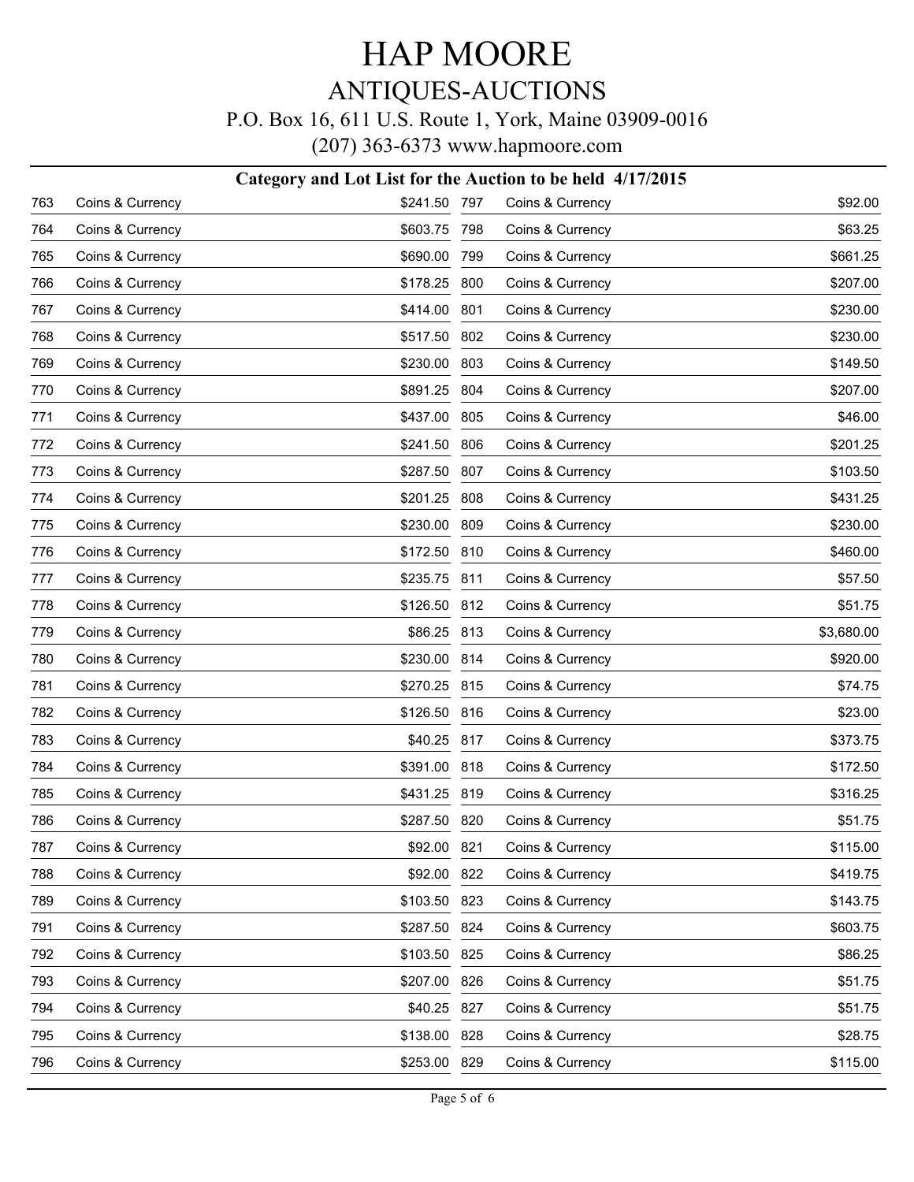# HAP MOORE

## ANTIQUES-AUCTIONS

P.O. Box 16, 611 U.S. Route 1, York, Maine 03909-0016

(207) 363-6373 www.hapmoore.com

### Category and Lot List for the Auction to be held 4/17/2015

| Lot | Category | Price |
|---|---|---|
| 763 | Coins & Currency | $241.50 |
| 764 | Coins & Currency | $603.75 |
| 765 | Coins & Currency | $690.00 |
| 766 | Coins & Currency | $178.25 |
| 767 | Coins & Currency | $414.00 |
| 768 | Coins & Currency | $517.50 |
| 769 | Coins & Currency | $230.00 |
| 770 | Coins & Currency | $891.25 |
| 771 | Coins & Currency | $437.00 |
| 772 | Coins & Currency | $241.50 |
| 773 | Coins & Currency | $287.50 |
| 774 | Coins & Currency | $201.25 |
| 775 | Coins & Currency | $230.00 |
| 776 | Coins & Currency | $172.50 |
| 777 | Coins & Currency | $235.75 |
| 778 | Coins & Currency | $126.50 |
| 779 | Coins & Currency | $86.25 |
| 780 | Coins & Currency | $230.00 |
| 781 | Coins & Currency | $270.25 |
| 782 | Coins & Currency | $126.50 |
| 783 | Coins & Currency | $40.25 |
| 784 | Coins & Currency | $391.00 |
| 785 | Coins & Currency | $431.25 |
| 786 | Coins & Currency | $287.50 |
| 787 | Coins & Currency | $92.00 |
| 788 | Coins & Currency | $92.00 |
| 789 | Coins & Currency | $103.50 |
| 791 | Coins & Currency | $287.50 |
| 792 | Coins & Currency | $103.50 |
| 793 | Coins & Currency | $207.00 |
| 794 | Coins & Currency | $40.25 |
| 795 | Coins & Currency | $138.00 |
| 796 | Coins & Currency | $253.00 |
| 797 | Coins & Currency | $92.00 |
| 798 | Coins & Currency | $63.25 |
| 799 | Coins & Currency | $661.25 |
| 800 | Coins & Currency | $207.00 |
| 801 | Coins & Currency | $230.00 |
| 802 | Coins & Currency | $230.00 |
| 803 | Coins & Currency | $149.50 |
| 804 | Coins & Currency | $207.00 |
| 805 | Coins & Currency | $46.00 |
| 806 | Coins & Currency | $201.25 |
| 807 | Coins & Currency | $103.50 |
| 808 | Coins & Currency | $431.25 |
| 809 | Coins & Currency | $230.00 |
| 810 | Coins & Currency | $460.00 |
| 811 | Coins & Currency | $57.50 |
| 812 | Coins & Currency | $51.75 |
| 813 | Coins & Currency | $3,680.00 |
| 814 | Coins & Currency | $920.00 |
| 815 | Coins & Currency | $74.75 |
| 816 | Coins & Currency | $23.00 |
| 817 | Coins & Currency | $373.75 |
| 818 | Coins & Currency | $172.50 |
| 819 | Coins & Currency | $316.25 |
| 820 | Coins & Currency | $51.75 |
| 821 | Coins & Currency | $115.00 |
| 822 | Coins & Currency | $419.75 |
| 823 | Coins & Currency | $143.75 |
| 824 | Coins & Currency | $603.75 |
| 825 | Coins & Currency | $86.25 |
| 826 | Coins & Currency | $51.75 |
| 827 | Coins & Currency | $51.75 |
| 828 | Coins & Currency | $28.75 |
| 829 | Coins & Currency | $115.00 |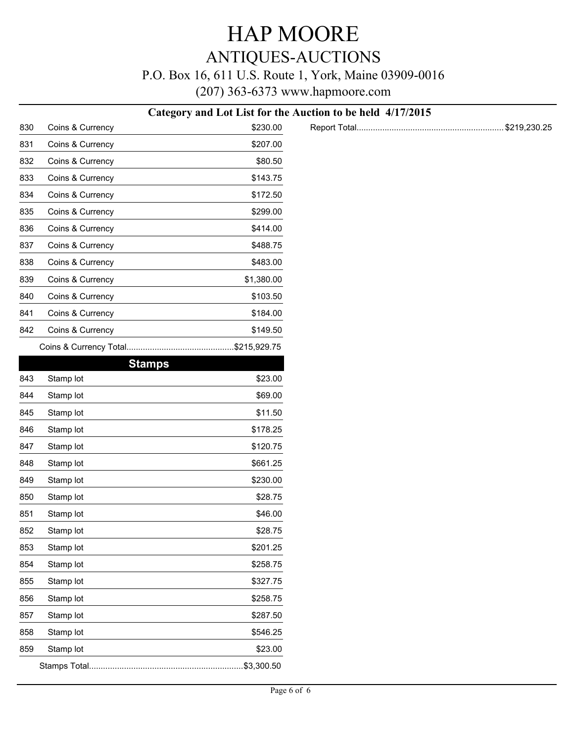# HAP MOORE

## ANTIQUES-AUCTIONS

P.O. Box 16, 611 U.S. Route 1, York, Maine 03909-0016

(207) 363-6373 www.hapmoore.com

### Category and Lot List for the Auction to be held 4/17/2015

| | | |
|---|---|---|
| 830 | Coins & Currency | $230.00 |
| 831 | Coins & Currency | $207.00 |
| 832 | Coins & Currency | $80.50 |
| 833 | Coins & Currency | $143.75 |
| 834 | Coins & Currency | $172.50 |
| 835 | Coins & Currency | $299.00 |
| 836 | Coins & Currency | $414.00 |
| 837 | Coins & Currency | $488.75 |
| 838 | Coins & Currency | $483.00 |
| 839 | Coins & Currency | $1,380.00 |
| 840 | Coins & Currency | $103.50 |
| 841 | Coins & Currency | $184.00 |
| 842 | Coins & Currency | $149.50 |
| | Coins & Currency Total | $215,929.75 |

**Stamps**

| | | |
|---|---|---|
| 843 | Stamp lot | $23.00 |
| 844 | Stamp lot | $69.00 |
| 845 | Stamp lot | $11.50 |
| 846 | Stamp lot | $178.25 |
| 847 | Stamp lot | $120.75 |
| 848 | Stamp lot | $661.25 |
| 849 | Stamp lot | $230.00 |
| 850 | Stamp lot | $28.75 |
| 851 | Stamp lot | $46.00 |
| 852 | Stamp lot | $28.75 |
| 853 | Stamp lot | $201.25 |
| 854 | Stamp lot | $258.75 |
| 855 | Stamp lot | $327.75 |
| 856 | Stamp lot | $258.75 |
| 857 | Stamp lot | $287.50 |
| 858 | Stamp lot | $546.25 |
| 859 | Stamp lot | $23.00 |
| | Stamps Total | $3,300.50 |

Report Total........................................................................ $219,230.25